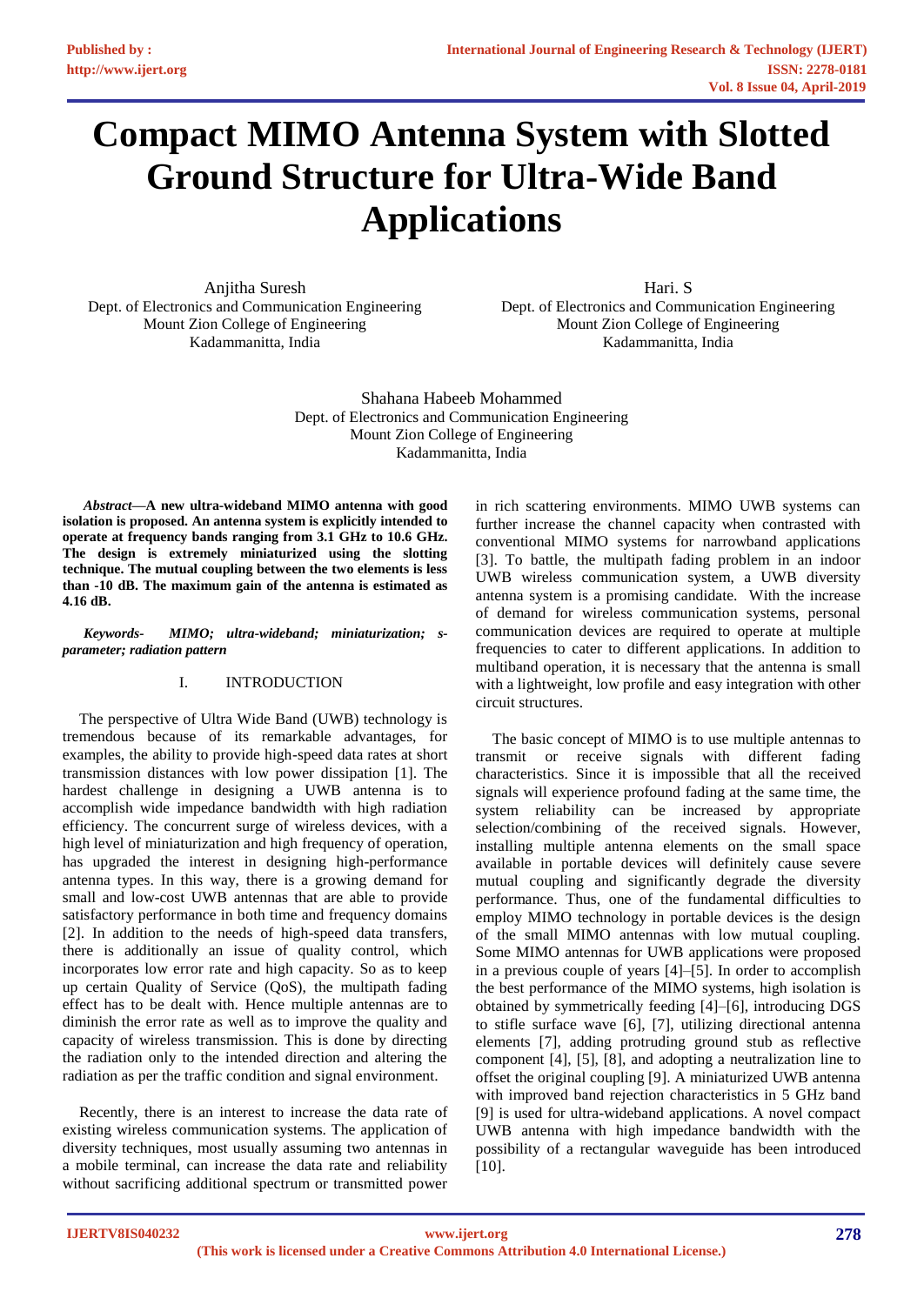# Compact MIMO Antenna System with Slotted Ground Structure for Ultra-Wide Band Applications

Anjitha Suresh
Dept. of Electronics and Communication Engineering
Mount Zion College of Engineering
Kadammanitta, India

Hari. S
Dept. of Electronics and Communication Engineering
Mount Zion College of Engineering
Kadammanitta, India

Shahana Habeeb Mohammed
Dept. of Electronics and Communication Engineering
Mount Zion College of Engineering
Kadammanitta, India

***Abstract*—A new ultra-wideband MIMO antenna with good isolation is proposed. An antenna system is explicitly intended to operate at frequency bands ranging from 3.1 GHz to 10.6 GHz. The design is extremely miniaturized using the slotting technique. The mutual coupling between the two elements is less than -10 dB. The maximum gain of the antenna is estimated as 4.16 dB.**

***Keywords- MIMO; ultra-wideband; miniaturization; s-parameter; radiation pattern***

## I. INTRODUCTION

The perspective of Ultra Wide Band (UWB) technology is tremendous because of its remarkable advantages, for examples, the ability to provide high-speed data rates at short transmission distances with low power dissipation [1]. The hardest challenge in designing a UWB antenna is to accomplish wide impedance bandwidth with high radiation efficiency. The concurrent surge of wireless devices, with a high level of miniaturization and high frequency of operation, has upgraded the interest in designing high-performance antenna types. In this way, there is a growing demand for small and low-cost UWB antennas that are able to provide satisfactory performance in both time and frequency domains [2]. In addition to the needs of high-speed data transfers, there is additionally an issue of quality control, which incorporates low error rate and high capacity. So as to keep up certain Quality of Service (QoS), the multipath fading effect has to be dealt with. Hence multiple antennas are to diminish the error rate as well as to improve the quality and capacity of wireless transmission. This is done by directing the radiation only to the intended direction and altering the radiation as per the traffic condition and signal environment.

Recently, there is an interest to increase the data rate of existing wireless communication systems. The application of diversity techniques, most usually assuming two antennas in a mobile terminal, can increase the data rate and reliability without sacrificing additional spectrum or transmitted power in rich scattering environments. MIMO UWB systems can further increase the channel capacity when contrasted with conventional MIMO systems for narrowband applications [3]. To battle, the multipath fading problem in an indoor UWB wireless communication system, a UWB diversity antenna system is a promising candidate. With the increase of demand for wireless communication systems, personal communication devices are required to operate at multiple frequencies to cater to different applications. In addition to multiband operation, it is necessary that the antenna is small with a lightweight, low profile and easy integration with other circuit structures.

The basic concept of MIMO is to use multiple antennas to transmit or receive signals with different fading characteristics. Since it is impossible that all the received signals will experience profound fading at the same time, the system reliability can be increased by appropriate selection/combining of the received signals. However, installing multiple antenna elements on the small space available in portable devices will definitely cause severe mutual coupling and significantly degrade the diversity performance. Thus, one of the fundamental difficulties to employ MIMO technology in portable devices is the design of the small MIMO antennas with low mutual coupling. Some MIMO antennas for UWB applications were proposed in a previous couple of years [4]–[5]. In order to accomplish the best performance of the MIMO systems, high isolation is obtained by symmetrically feeding [4]–[6], introducing DGS to stifle surface wave [6], [7], utilizing directional antenna elements [7], adding protruding ground stub as reflective component [4], [5], [8], and adopting a neutralization line to offset the original coupling [9]. A miniaturized UWB antenna with improved band rejection characteristics in 5 GHz band [9] is used for ultra-wideband applications. A novel compact UWB antenna with high impedance bandwidth with the possibility of a rectangular waveguide has been introduced [10].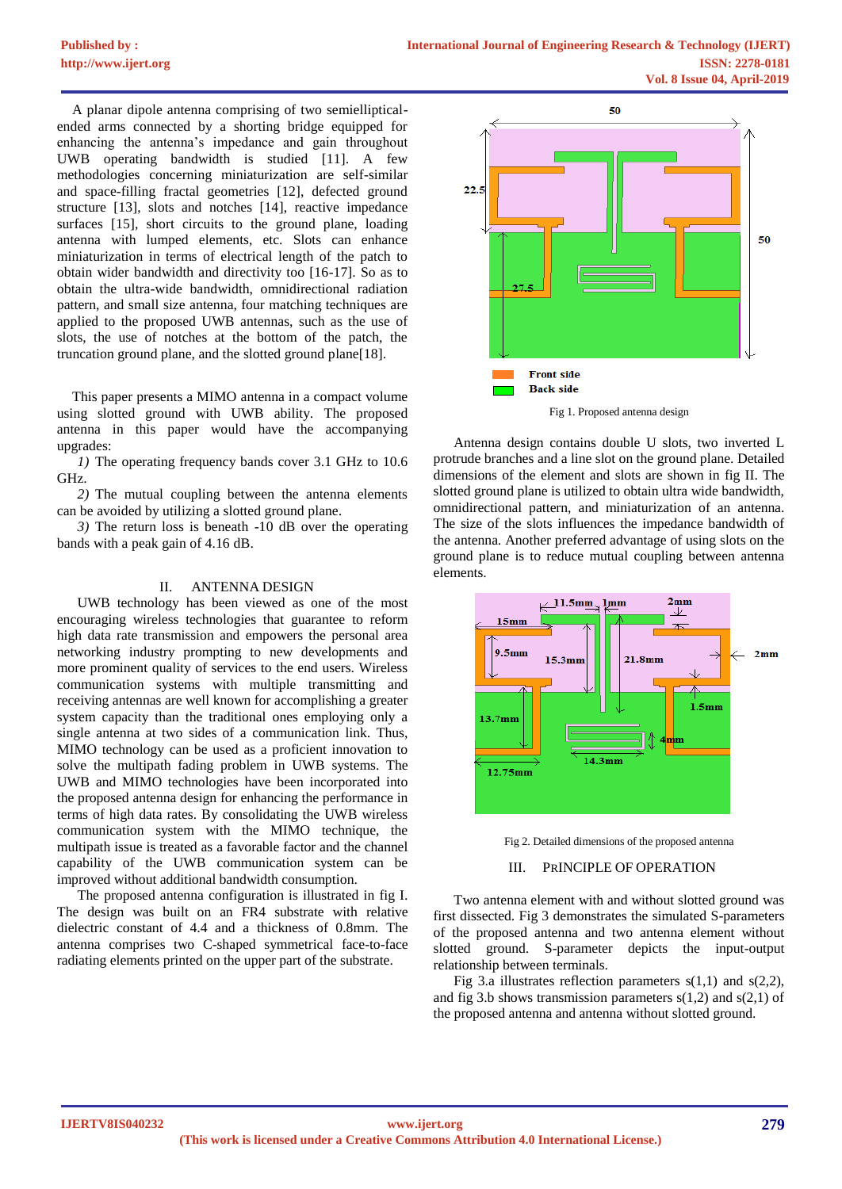A planar dipole antenna comprising of two semielliptical-ended arms connected by a shorting bridge equipped for enhancing the antenna's impedance and gain throughout UWB operating bandwidth is studied [11]. A few methodologies concerning miniaturization are self-similar and space-filling fractal geometries [12], defected ground structure [13], slots and notches [14], reactive impedance surfaces [15], short circuits to the ground plane, loading antenna with lumped elements, etc. Slots can enhance miniaturization in terms of electrical length of the patch to obtain wider bandwidth and directivity too [16-17]. So as to obtain the ultra-wide bandwidth, omnidirectional radiation pattern, and small size antenna, four matching techniques are applied to the proposed UWB antennas, such as the use of slots, the use of notches at the bottom of the patch, the truncation ground plane, and the slotted ground plane[18].

This paper presents a MIMO antenna in a compact volume using slotted ground with UWB ability. The proposed antenna in this paper would have the accompanying upgrades:

*1)* The operating frequency bands cover 3.1 GHz to 10.6 GHz.

*2)* The mutual coupling between the antenna elements can be avoided by utilizing a slotted ground plane.

*3)* The return loss is beneath -10 dB over the operating bands with a peak gain of 4.16 dB.

## II. ANTENNA DESIGN

UWB technology has been viewed as one of the most encouraging wireless technologies that guarantee to reform high data rate transmission and empowers the personal area networking industry prompting to new developments and more prominent quality of services to the end users. Wireless communication systems with multiple transmitting and receiving antennas are well known for accomplishing a greater system capacity than the traditional ones employing only a single antenna at two sides of a communication link. Thus, MIMO technology can be used as a proficient innovation to solve the multipath fading problem in UWB systems. The UWB and MIMO technologies have been incorporated into the proposed antenna design for enhancing the performance in terms of high data rates. By consolidating the UWB wireless communication system with the MIMO technique, the multipath issue is treated as a favorable factor and the channel capability of the UWB communication system can be improved without additional bandwidth consumption.

The proposed antenna configuration is illustrated in fig I. The design was built on an FR4 substrate with relative dielectric constant of 4.4 and a thickness of 0.8mm. The antenna comprises two C-shaped symmetrical face-to-face radiating elements printed on the upper part of the substrate.

Fig 1. Proposed antenna design

Antenna design contains double U slots, two inverted L protrude branches and a line slot on the ground plane. Detailed dimensions of the element and slots are shown in fig II. The slotted ground plane is utilized to obtain ultra wide bandwidth, omnidirectional pattern, and miniaturization of an antenna. The size of the slots influences the impedance bandwidth of the antenna. Another preferred advantage of using slots on the ground plane is to reduce mutual coupling between antenna elements.

Fig 2. Detailed dimensions of the proposed antenna

## III. PRINCIPLE OF OPERATION

Two antenna element with and without slotted ground was first dissected. Fig 3 demonstrates the simulated S-parameters of the proposed antenna and two antenna element without slotted ground. S-parameter depicts the input-output relationship between terminals.

Fig 3.a illustrates reflection parameters s(1,1) and s(2,2), and fig 3.b shows transmission parameters s(1,2) and s(2,1) of the proposed antenna and antenna without slotted ground.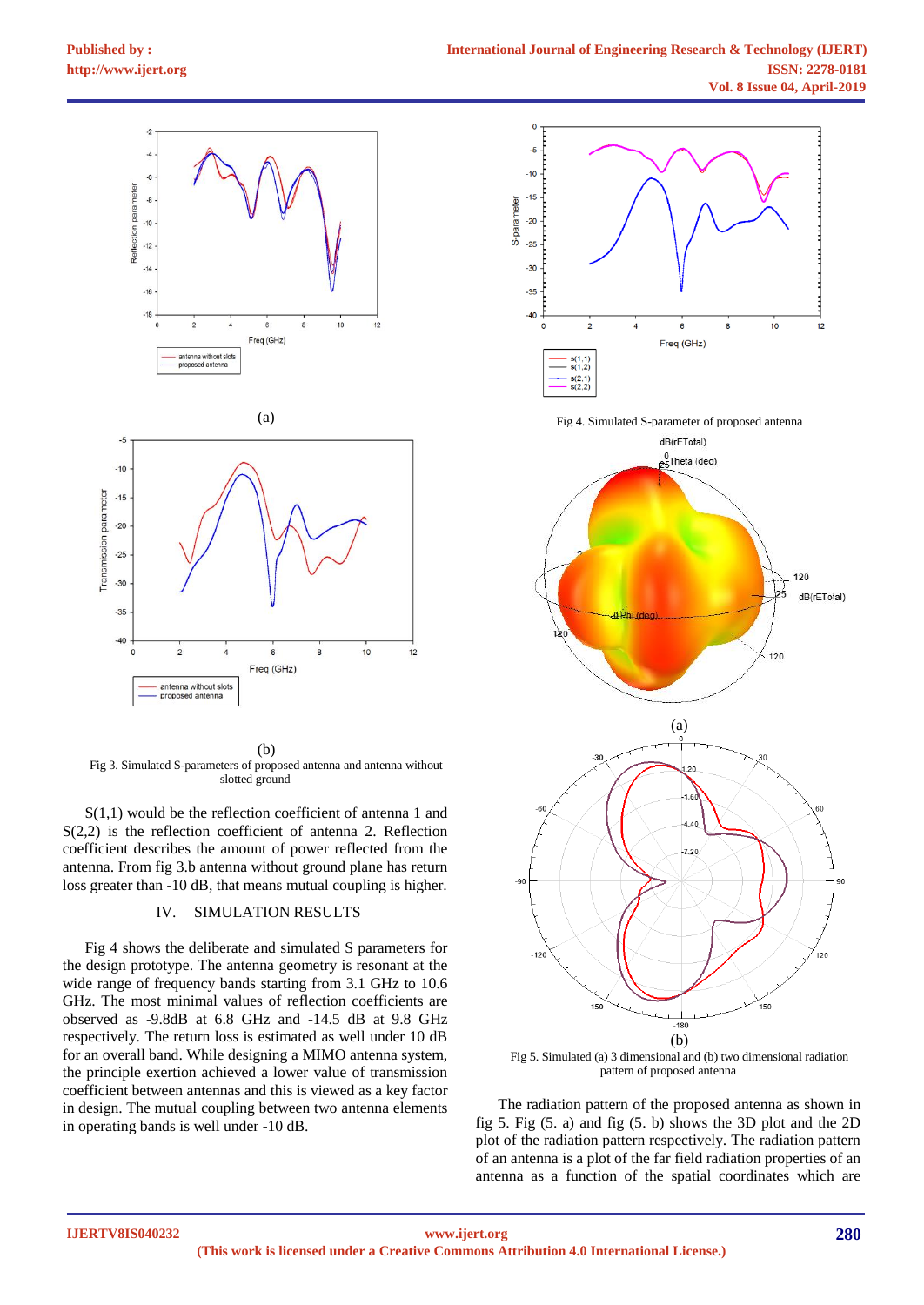(a)

(b)

Fig 3. Simulated S-parameters of proposed antenna and antenna without slotted ground

S(1,1) would be the reflection coefficient of antenna 1 and S(2,2) is the reflection coefficient of antenna 2. Reflection coefficient describes the amount of power reflected from the antenna. From fig 3.b antenna without ground plane has return loss greater than -10 dB, that means mutual coupling is higher.

## IV. SIMULATION RESULTS

Fig 4 shows the deliberate and simulated S parameters for the design prototype. The antenna geometry is resonant at the wide range of frequency bands starting from 3.1 GHz to 10.6 GHz. The most minimal values of reflection coefficients are observed as -9.8dB at 6.8 GHz and -14.5 dB at 9.8 GHz respectively. The return loss is estimated as well under 10 dB for an overall band. While designing a MIMO antenna system, the principle exertion achieved a lower value of transmission coefficient between antennas and this is viewed as a key factor in design. The mutual coupling between two antenna elements in operating bands is well under -10 dB.

Fig 4. Simulated S-parameter of proposed antenna

(a)

(b)

Fig 5. Simulated (a) 3 dimensional and (b) two dimensional radiation pattern of proposed antenna

The radiation pattern of the proposed antenna as shown in fig 5. Fig (5. a) and fig (5. b) shows the 3D plot and the 2D plot of the radiation pattern respectively. The radiation pattern of an antenna is a plot of the far field radiation properties of an antenna as a function of the spatial coordinates which are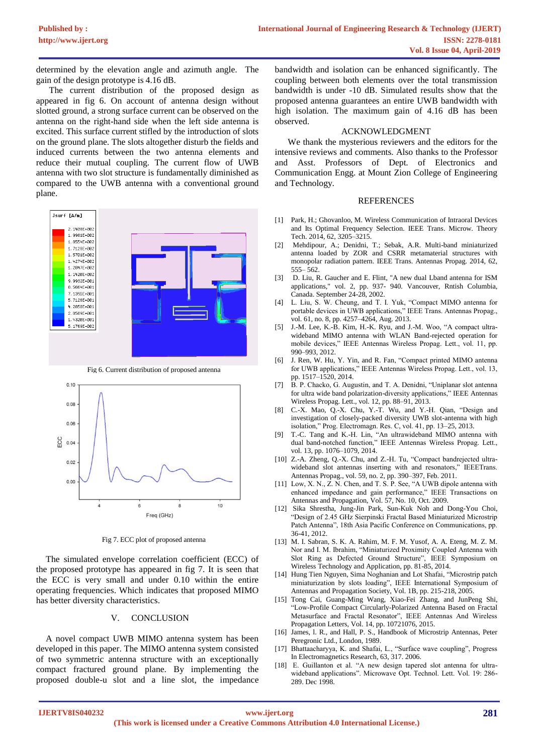determined by the elevation angle and azimuth angle. The gain of the design prototype is 4.16 dB.

The current distribution of the proposed design as appeared in fig 6. On account of antenna design without slotted ground, a strong surface current can be observed on the antenna on the right-hand side when the left side antenna is excited. This surface current stifled by the introduction of slots on the ground plane. The slots altogether disturb the fields and induced currents between the two antenna elements and reduce their mutual coupling. The current flow of UWB antenna with two slot structure is fundamentally diminished as compared to the UWB antenna with a conventional ground plane.

Jsurf [A/m]
2.1408E+002
1.9981E+002
1.8554E+002
1.7128E+002
1.5701E+002
1.4274E+002
1.2847E+002
1.1420E+002
9.9932E+001
8.5664E+001
7.1395E+001
5.7126E+001
4.2858E+001
2.8589E+001
1.4320E+001
5.1769E-002

Fig 6. Current distribution of proposed antenna

0.10
0.08
0.06
ECC
0.04
0.02
0.00
4
6
8
10
Freq (GHz)

Fig 7. ECC plot of proposed antenna

The simulated envelope correlation coefficient (ECC) of the proposed prototype has appeared in fig 7. It is seen that the ECC is very small and under 0.10 within the entire operating frequencies. Which indicates that proposed MIMO has better diversity characteristics.

## V. CONCLUSION

A novel compact UWB MIMO antenna system has been developed in this paper. The MIMO antenna system consisted of two symmetric antenna structure with an exceptionally compact fractured ground plane. By implementing the proposed double-u slot and a line slot, the impedance bandwidth and isolation can be enhanced significantly. The coupling between both elements over the total transmission bandwidth is under -10 dB. Simulated results show that the proposed antenna guarantees an entire UWB bandwidth with high isolation. The maximum gain of 4.16 dB has been observed.

## ACKNOWLEDGMENT

We thank the mysterious reviewers and the editors for the intensive reviews and comments. Also thanks to the Professor and Asst. Professors of Dept. of Electronics and Communication Engg. at Mount Zion College of Engineering and Technology.

## REFERENCES

[1] Park, H.; Ghovanloo, M. Wireless Communication of Intraoral Devices and Its Optimal Frequency Selection. IEEE Trans. Microw. Theory Tech. 2014, 62, 3205–3215.

[2] Mehdipour, A.; Denidni, T.; Sebak, A.R. Multi-band miniaturized antenna loaded by ZOR and CSRR metamaterial structures with monopolar radiation pattern. IEEE Trans. Antennas Propag. 2014, 62, 555– 562.

[3] D. Liu, R. Gaucher and E. Flint, "A new dual Lband antenna for ISM applications," vol. 2, pp. 937- 940. Vancouver, Rntish Columbia, Canada. September 24-28, 2002.

[4] L. Liu, S. W. Cheung, and T. I. Yuk, "Compact MIMO antenna for portable devices in UWB applications," IEEE Trans. Antennas Propag., vol. 61, no. 8, pp. 4257–4264, Aug. 2013.

[5] J.-M. Lee, K.-B. Kim, H.-K. Ryu, and J.-M. Woo, "A compact ultra-wideband MIMO antenna with WLAN Band-rejected operation for mobile devices," IEEE Antennas Wireless Propag. Lett., vol. 11, pp. 990–993, 2012.

[6] J. Ren, W. Hu, Y. Yin, and R. Fan, "Compact printed MIMO antenna for UWB applications," IEEE Antennas Wireless Propag. Lett., vol. 13, pp. 1517–1520, 2014.

[7] B. P. Chacko, G. Augustin, and T. A. Denidni, "Uniplanar slot antenna for ultra wide band polarization-diversity applications," IEEE Antennas Wireless Propag. Lett., vol. 12, pp. 88–91, 2013.

[8] C.-X. Mao, Q.-X. Chu, Y.-T. Wu, and Y.-H. Qian, "Design and investigation of closely-packed diversity UWB slot-antenna with high isolation," Prog. Electromagn. Res. C, vol. 41, pp. 13–25, 2013.

[9] T.-C. Tang and K.-H. Lin, "An ultrawideband MIMO antenna with dual band-notched function," IEEE Antennas Wireless Propag. Lett., vol. 13, pp. 1076–1079, 2014.

[10] Z.-A. Zheng, Q.-X. Chu, and Z.-H. Tu, "Compact bandrejected ultra-wideband slot antennas inserting with and resonators," IEEETrans. Antennas Propag., vol. 59, no. 2, pp. 390–397, Feb. 2011.

[11] Low, X. N., Z. N. Chen, and T. S. P. See, "A UWB dipole antenna with enhanced impedance and gain performance," IEEE Transactions on Antennas and Propagation, Vol. 57, No. 10, Oct. 2009.

[12] Sika Shrestha, Jung-Jin Park, Sun-Kuk Noh and Dong-You Choi, "Design of 2.45 GHz Sierpinski Fractal Based Miniaturized Microstrip Patch Antenna", 18th Asia Pacific Conference on Communications, pp. 36-41, 2012.

[13] M. I. Sabran, S. K. A. Rahim, M. F. M. Yusof, A. A. Eteng, M. Z. M. Nor and I. M. Ibrahim, "Miniaturized Proximity Coupled Antenna with Slot Ring as Defected Ground Structure", IEEE Symposium on Wireless Technology and Application, pp. 81-85, 2014.

[14] Hung Tien Nguyen, Sima Noghanian and Lot Shafai, "Microstrip patch miniaturization by slots loading", IEEE International Symposium of Antennas and Propagation Society, Vol. 1B, pp. 215-218, 2005.

[15] Tong Cai, Guang-Ming Wang, Xiao-Fei Zhang, and JunPeng Shi, "Low-Profile Compact Circularly-Polarized Antenna Based on Fractal Metasurface and Fractal Resonator", IEEE Antennas And Wireless Propagation Letters, Vol. 14, pp. 10721076, 2015.

[16] James, l. R., and Hall, P. S., Handbook of Microstrip Antennas, Peter Peregronic Ltd., London, 1989.

[17] Bhattacharyya, K. and Shafai, L., "Surface wave coupling", Progress In Electromagnetics Research, 63, 317. 2006.

[18] E. Guillanton et al. "A new design tapered slot antenna for ultra-wideband applications". Microwave Opt. Technol. Lett. Vol. 19: 286-289. Dec 1998.